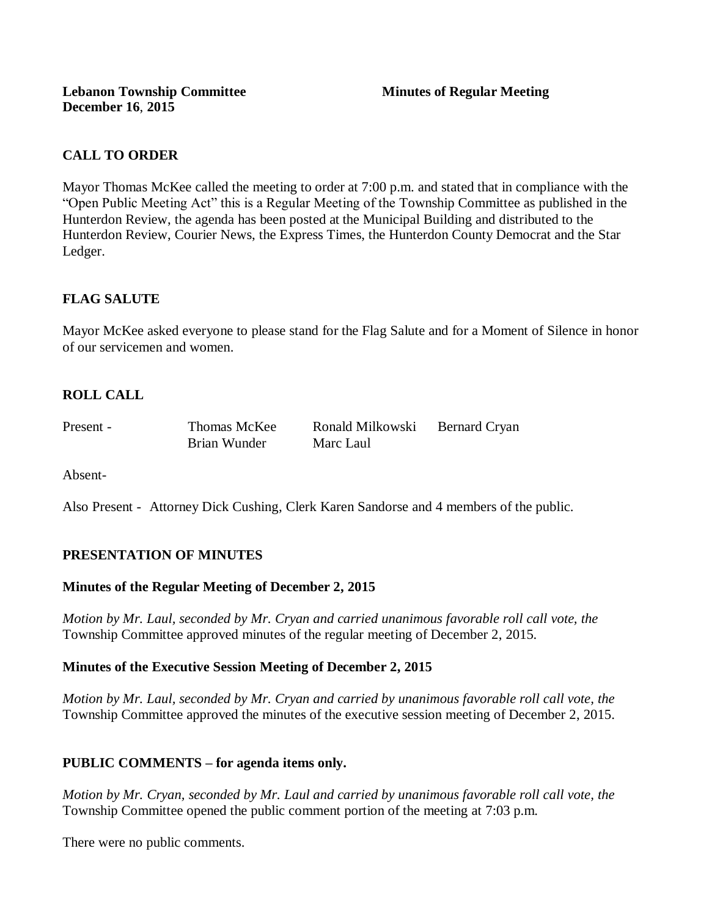**Lebanon Township Committee** **Minutes of Regular Meeting**
**December 16, 2015**

## CALL TO ORDER

Mayor Thomas McKee called the meeting to order at 7:00 p.m. and stated that in compliance with the "Open Public Meeting Act" this is a Regular Meeting of the Township Committee as published in the Hunterdon Review, the agenda has been posted at the Municipal Building and distributed to the Hunterdon Review, Courier News, the Express Times, the Hunterdon County Democrat and the Star Ledger.

## FLAG SALUTE

Mayor McKee asked everyone to please stand for the Flag Salute and for a Moment of Silence in honor of our servicemen and women.

## ROLL CALL

| Present - | Thomas McKee | Ronald Milkowski | Bernard Cryan |
|---|---|---|---|
| | Brian Wunder | Marc Laul | |

Absent-

Also Present - Attorney Dick Cushing, Clerk Karen Sandorse and 4 members of the public.

## PRESENTATION OF MINUTES

### Minutes of the Regular Meeting of December 2, 2015

*Motion by Mr. Laul, seconded by Mr. Cryan and carried unanimous favorable roll call vote, the* Township Committee approved minutes of the regular meeting of December 2, 2015.

### Minutes of the Executive Session Meeting of December 2, 2015

*Motion by Mr. Laul, seconded by Mr. Cryan and carried by unanimous favorable roll call vote, the* Township Committee approved the minutes of the executive session meeting of December 2, 2015.

## PUBLIC COMMENTS – for agenda items only.

*Motion by Mr. Cryan, seconded by Mr. Laul and carried by unanimous favorable roll call vote, the* Township Committee opened the public comment portion of the meeting at 7:03 p.m.

There were no public comments.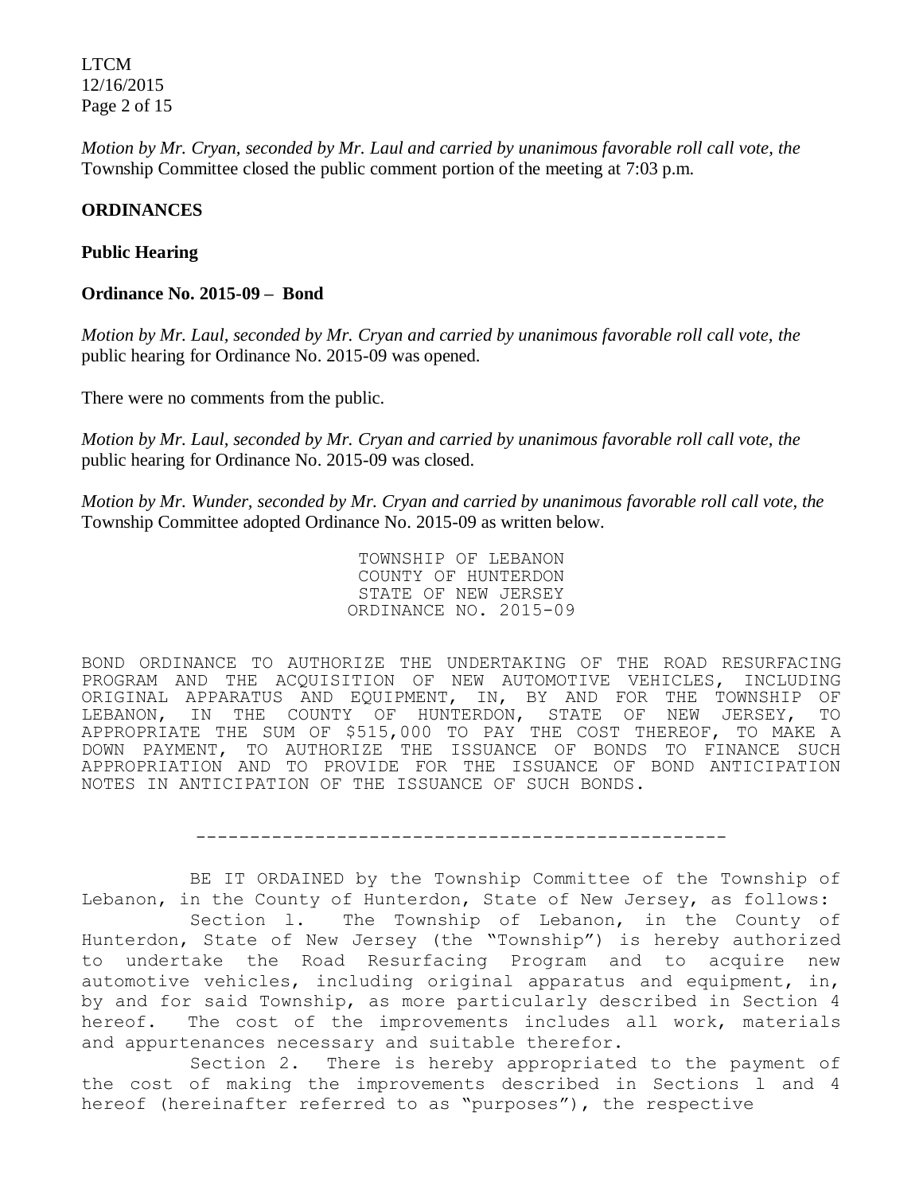*Motion by Mr. Cryan, seconded by Mr. Laul and carried by unanimous favorable roll call vote, the* Township Committee closed the public comment portion of the meeting at 7:03 p.m.

**ORDINANCES**

**Public Hearing**

**Ordinance No. 2015-09 – Bond**

*Motion by Mr. Laul, seconded by Mr. Cryan and carried by unanimous favorable roll call vote, the* public hearing for Ordinance No. 2015-09 was opened.

There were no comments from the public.

*Motion by Mr. Laul, seconded by Mr. Cryan and carried by unanimous favorable roll call vote, the* public hearing for Ordinance No. 2015-09 was closed.

*Motion by Mr. Wunder, seconded by Mr. Cryan and carried by unanimous favorable roll call vote, the* Township Committee adopted Ordinance No. 2015-09 as written below.

TOWNSHIP OF LEBANON
COUNTY OF HUNTERDON
STATE OF NEW JERSEY
ORDINANCE NO. 2015-09

BOND ORDINANCE TO AUTHORIZE THE UNDERTAKING OF THE ROAD RESURFACING PROGRAM AND THE ACQUISITION OF NEW AUTOMOTIVE VEHICLES, INCLUDING ORIGINAL APPARATUS AND EQUIPMENT, IN, BY AND FOR THE TOWNSHIP OF LEBANON, IN THE COUNTY OF HUNTERDON, STATE OF NEW JERSEY, TO APPROPRIATE THE SUM OF $515,000 TO PAY THE COST THEREOF, TO MAKE A DOWN PAYMENT, TO AUTHORIZE THE ISSUANCE OF BONDS TO FINANCE SUCH APPROPRIATION AND TO PROVIDE FOR THE ISSUANCE OF BOND ANTICIPATION NOTES IN ANTICIPATION OF THE ISSUANCE OF SUCH BONDS.

---

BE IT ORDAINED by the Township Committee of the Township of Lebanon, in the County of Hunterdon, State of New Jersey, as follows:

Section 1. The Township of Lebanon, in the County of Hunterdon, State of New Jersey (the "Township") is hereby authorized to undertake the Road Resurfacing Program and to acquire new automotive vehicles, including original apparatus and equipment, in, by and for said Township, as more particularly described in Section 4 hereof. The cost of the improvements includes all work, materials and appurtenances necessary and suitable therefor.

Section 2. There is hereby appropriated to the payment of the cost of making the improvements described in Sections 1 and 4 hereof (hereinafter referred to as "purposes"), the respective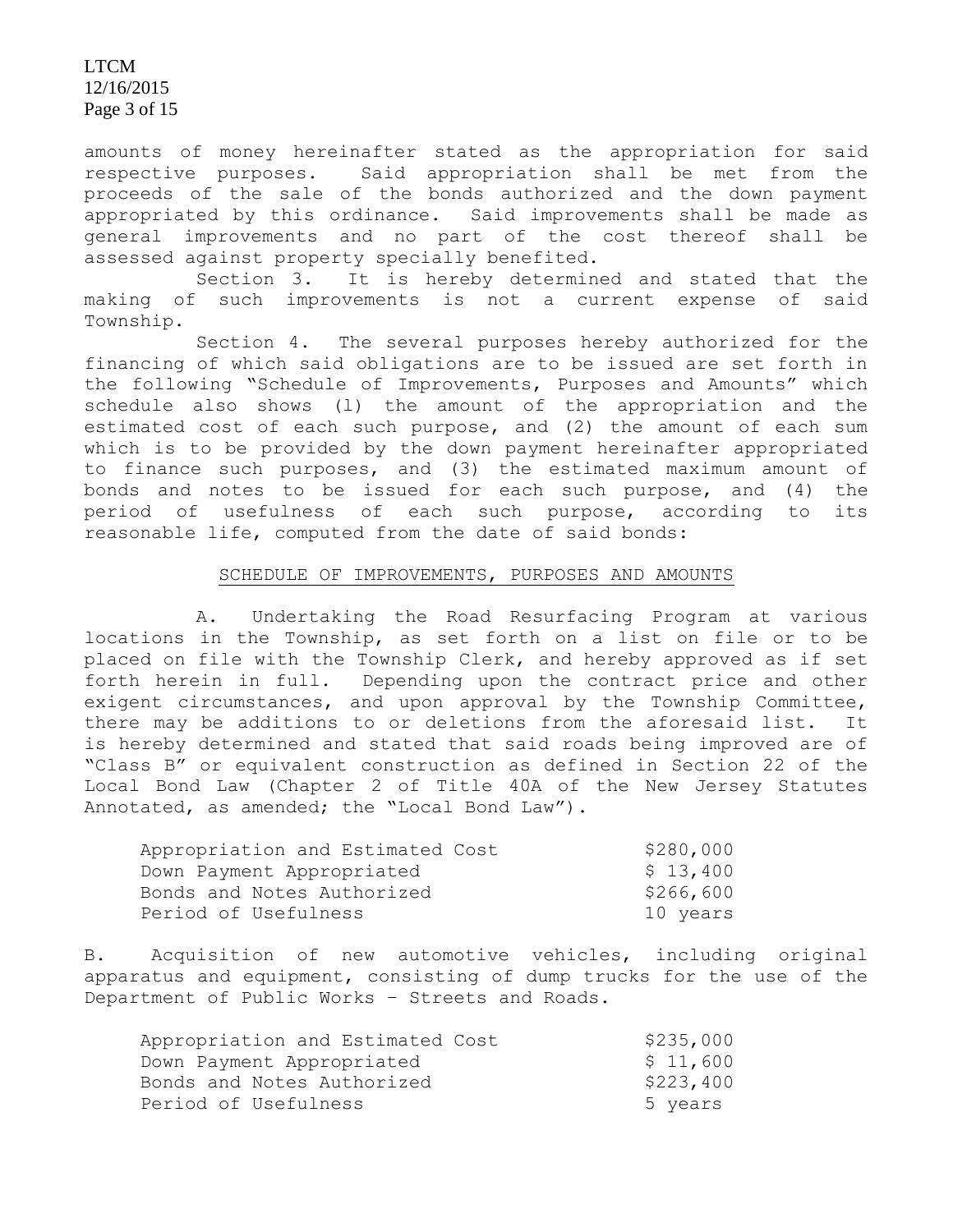amounts of money hereinafter stated as the appropriation for said respective purposes. Said appropriation shall be met from the proceeds of the sale of the bonds authorized and the down payment appropriated by this ordinance. Said improvements shall be made as general improvements and no part of the cost thereof shall be assessed against property specially benefited.

Section 3. It is hereby determined and stated that the making of such improvements is not a current expense of said Township.

Section 4. The several purposes hereby authorized for the financing of which said obligations are to be issued are set forth in the following "Schedule of Improvements, Purposes and Amounts" which schedule also shows (1) the amount of the appropriation and the estimated cost of each such purpose, and (2) the amount of each sum which is to be provided by the down payment hereinafter appropriated to finance such purposes, and (3) the estimated maximum amount of bonds and notes to be issued for each such purpose, and (4) the period of usefulness of each such purpose, according to its reasonable life, computed from the date of said bonds:

SCHEDULE OF IMPROVEMENTS, PURPOSES AND AMOUNTS

A. Undertaking the Road Resurfacing Program at various locations in the Township, as set forth on a list on file or to be placed on file with the Township Clerk, and hereby approved as if set forth herein in full. Depending upon the contract price and other exigent circumstances, and upon approval by the Township Committee, there may be additions to or deletions from the aforesaid list. It is hereby determined and stated that said roads being improved are of "Class B" or equivalent construction as defined in Section 22 of the Local Bond Law (Chapter 2 of Title 40A of the New Jersey Statutes Annotated, as amended; the "Local Bond Law").

| | |
|---|---|
| Appropriation and Estimated Cost | $280,000 |
| Down Payment Appropriated | $ 13,400 |
| Bonds and Notes Authorized | $266,600 |
| Period of Usefulness | 10 years |

B. Acquisition of new automotive vehicles, including original apparatus and equipment, consisting of dump trucks for the use of the Department of Public Works – Streets and Roads.

| | |
|---|---|
| Appropriation and Estimated Cost | $235,000 |
| Down Payment Appropriated | $ 11,600 |
| Bonds and Notes Authorized | $223,400 |
| Period of Usefulness | 5 years |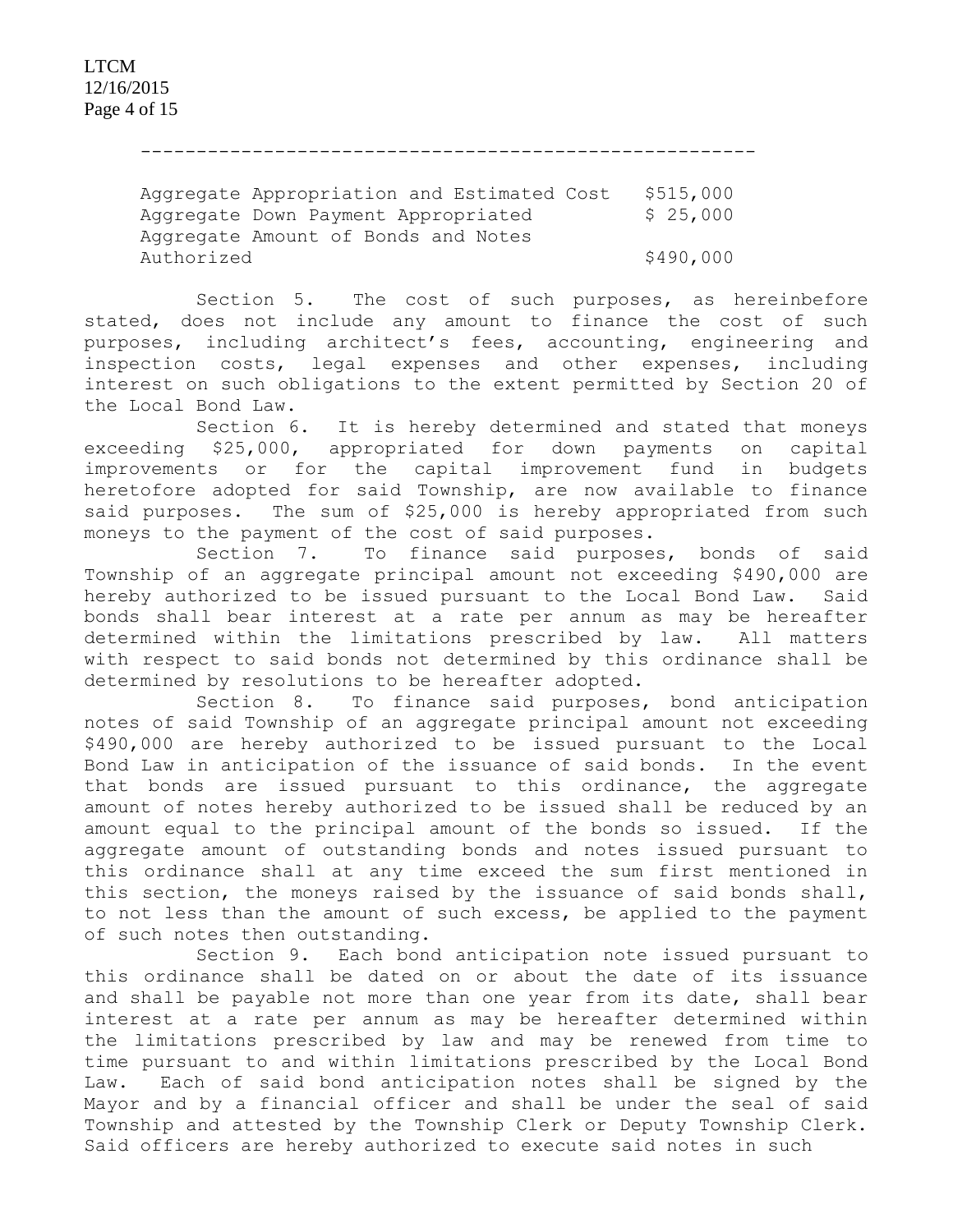---

| | |
|---|---|
| Aggregate Appropriation and Estimated Cost | $515,000 |
| Aggregate Down Payment Appropriated | $ 25,000 |
| Aggregate Amount of Bonds and Notes Authorized | $490,000 |

Section 5. The cost of such purposes, as hereinbefore stated, does not include any amount to finance the cost of such purposes, including architect's fees, accounting, engineering and inspection costs, legal expenses and other expenses, including interest on such obligations to the extent permitted by Section 20 of the Local Bond Law.

Section 6. It is hereby determined and stated that moneys exceeding $25,000, appropriated for down payments on capital improvements or for the capital improvement fund in budgets heretofore adopted for said Township, are now available to finance said purposes. The sum of $25,000 is hereby appropriated from such moneys to the payment of the cost of said purposes.

Section 7. To finance said purposes, bonds of said Township of an aggregate principal amount not exceeding $490,000 are hereby authorized to be issued pursuant to the Local Bond Law. Said bonds shall bear interest at a rate per annum as may be hereafter determined within the limitations prescribed by law. All matters with respect to said bonds not determined by this ordinance shall be determined by resolutions to be hereafter adopted.

Section 8. To finance said purposes, bond anticipation notes of said Township of an aggregate principal amount not exceeding $490,000 are hereby authorized to be issued pursuant to the Local Bond Law in anticipation of the issuance of said bonds. In the event that bonds are issued pursuant to this ordinance, the aggregate amount of notes hereby authorized to be issued shall be reduced by an amount equal to the principal amount of the bonds so issued. If the aggregate amount of outstanding bonds and notes issued pursuant to this ordinance shall at any time exceed the sum first mentioned in this section, the moneys raised by the issuance of said bonds shall, to not less than the amount of such excess, be applied to the payment of such notes then outstanding.

Section 9. Each bond anticipation note issued pursuant to this ordinance shall be dated on or about the date of its issuance and shall be payable not more than one year from its date, shall bear interest at a rate per annum as may be hereafter determined within the limitations prescribed by law and may be renewed from time to time pursuant to and within limitations prescribed by the Local Bond Law. Each of said bond anticipation notes shall be signed by the Mayor and by a financial officer and shall be under the seal of said Township and attested by the Township Clerk or Deputy Township Clerk. Said officers are hereby authorized to execute said notes in such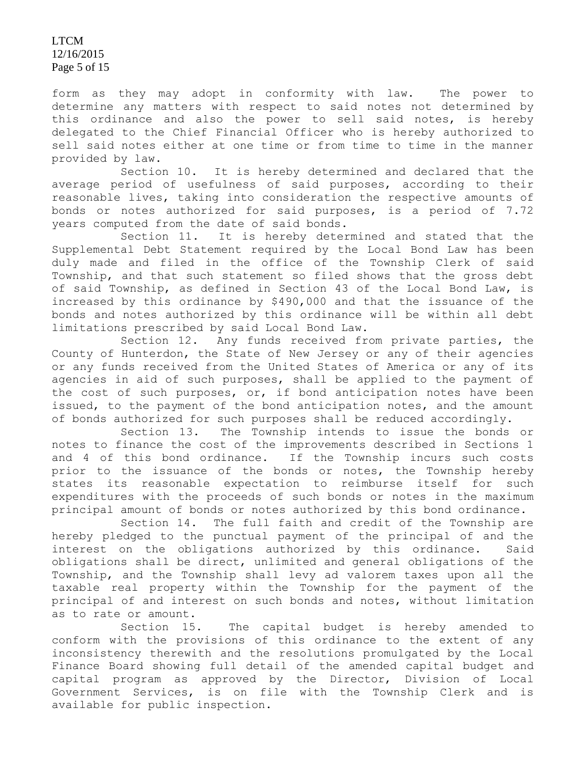form as they may adopt in conformity with law. The power to determine any matters with respect to said notes not determined by this ordinance and also the power to sell said notes, is hereby delegated to the Chief Financial Officer who is hereby authorized to sell said notes either at one time or from time to time in the manner provided by law.

Section 10. It is hereby determined and declared that the average period of usefulness of said purposes, according to their reasonable lives, taking into consideration the respective amounts of bonds or notes authorized for said purposes, is a period of 7.72 years computed from the date of said bonds.

Section 11. It is hereby determined and stated that the Supplemental Debt Statement required by the Local Bond Law has been duly made and filed in the office of the Township Clerk of said Township, and that such statement so filed shows that the gross debt of said Township, as defined in Section 43 of the Local Bond Law, is increased by this ordinance by $490,000 and that the issuance of the bonds and notes authorized by this ordinance will be within all debt limitations prescribed by said Local Bond Law.

Section 12. Any funds received from private parties, the County of Hunterdon, the State of New Jersey or any of their agencies or any funds received from the United States of America or any of its agencies in aid of such purposes, shall be applied to the payment of the cost of such purposes, or, if bond anticipation notes have been issued, to the payment of the bond anticipation notes, and the amount of bonds authorized for such purposes shall be reduced accordingly.

Section 13. The Township intends to issue the bonds or notes to finance the cost of the improvements described in Sections 1 and 4 of this bond ordinance. If the Township incurs such costs prior to the issuance of the bonds or notes, the Township hereby states its reasonable expectation to reimburse itself for such expenditures with the proceeds of such bonds or notes in the maximum principal amount of bonds or notes authorized by this bond ordinance.

Section 14. The full faith and credit of the Township are hereby pledged to the punctual payment of the principal of and the interest on the obligations authorized by this ordinance. Said obligations shall be direct, unlimited and general obligations of the Township, and the Township shall levy ad valorem taxes upon all the taxable real property within the Township for the payment of the principal of and interest on such bonds and notes, without limitation as to rate or amount.

Section 15. The capital budget is hereby amended to conform with the provisions of this ordinance to the extent of any inconsistency therewith and the resolutions promulgated by the Local Finance Board showing full detail of the amended capital budget and capital program as approved by the Director, Division of Local Government Services, is on file with the Township Clerk and is available for public inspection.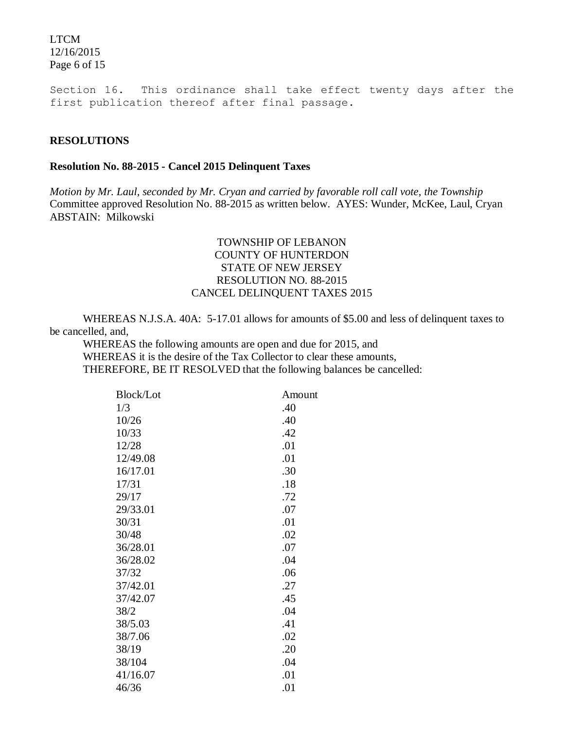Section 16. This ordinance shall take effect twenty days after the first publication thereof after final passage.

## RESOLUTIONS

### Resolution No. 88-2015 - Cancel 2015 Delinquent Taxes

*Motion by Mr. Laul, seconded by Mr. Cryan and carried by favorable roll call vote, the Township* Committee approved Resolution No. 88-2015 as written below. AYES: Wunder, McKee, Laul, Cryan ABSTAIN: Milkowski

TOWNSHIP OF LEBANON
COUNTY OF HUNTERDON
STATE OF NEW JERSEY
RESOLUTION NO. 88-2015
CANCEL DELINQUENT TAXES 2015

WHEREAS N.J.S.A. 40A: 5-17.01 allows for amounts of $5.00 and less of delinquent taxes to be cancelled, and,

WHEREAS the following amounts are open and due for 2015, and

WHEREAS it is the desire of the Tax Collector to clear these amounts,

THEREFORE, BE IT RESOLVED that the following balances be cancelled:

| Block/Lot | Amount |
|---|---|
| 1/3 | .40 |
| 10/26 | .40 |
| 10/33 | .42 |
| 12/28 | .01 |
| 12/49.08 | .01 |
| 16/17.01 | .30 |
| 17/31 | .18 |
| 29/17 | .72 |
| 29/33.01 | .07 |
| 30/31 | .01 |
| 30/48 | .02 |
| 36/28.01 | .07 |
| 36/28.02 | .04 |
| 37/32 | .06 |
| 37/42.01 | .27 |
| 37/42.07 | .45 |
| 38/2 | .04 |
| 38/5.03 | .41 |
| 38/7.06 | .02 |
| 38/19 | .20 |
| 38/104 | .04 |
| 41/16.07 | .01 |
| 46/36 | .01 |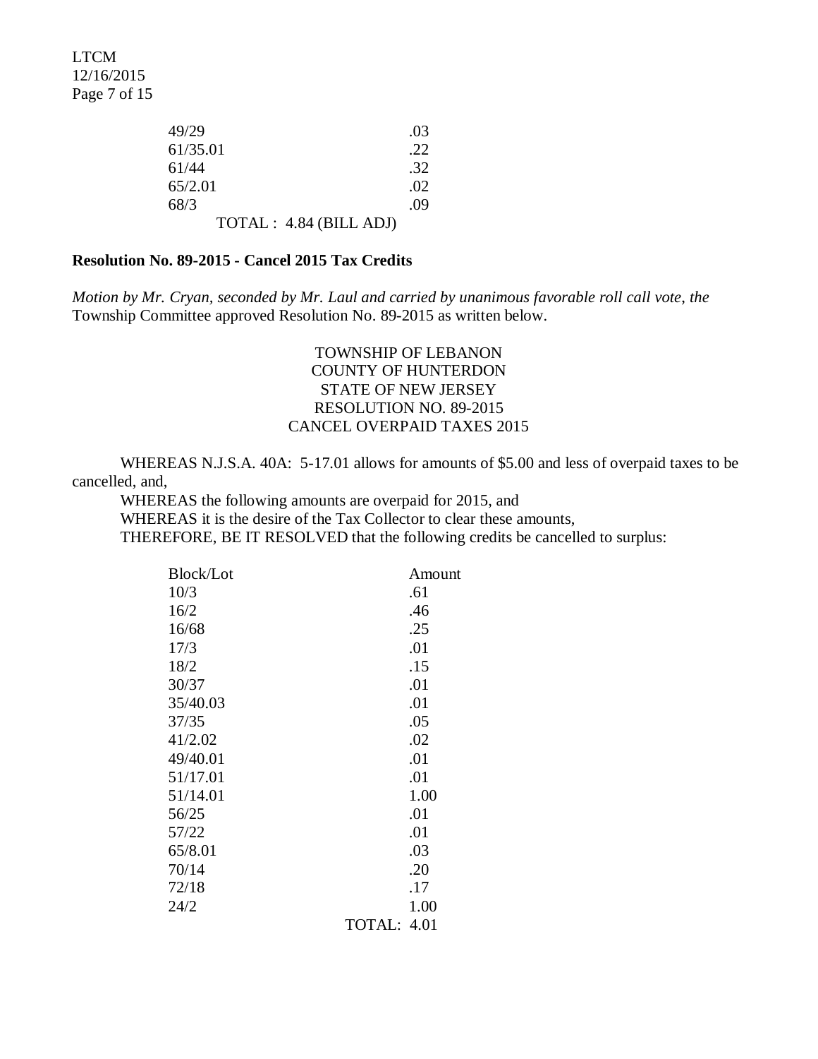| | |
|---|---|
| 49/29 | .03 |
| 61/35.01 | .22 |
| 61/44 | .32 |
| 65/2.01 | .02 |
| 68/3 | .09 |
| TOTAL : 4.84 (BILL ADJ) | |

**Resolution No. 89-2015 - Cancel 2015 Tax Credits**

*Motion by Mr. Cryan, seconded by Mr. Laul and carried by unanimous favorable roll call vote, the* Township Committee approved Resolution No. 89-2015 as written below.

TOWNSHIP OF LEBANON
COUNTY OF HUNTERDON
STATE OF NEW JERSEY
RESOLUTION NO. 89-2015
CANCEL OVERPAID TAXES 2015

WHEREAS N.J.S.A. 40A: 5-17.01 allows for amounts of $5.00 and less of overpaid taxes to be cancelled, and,

WHEREAS the following amounts are overpaid for 2015, and

WHEREAS it is the desire of the Tax Collector to clear these amounts,

THEREFORE, BE IT RESOLVED that the following credits be cancelled to surplus:

| Block/Lot | Amount |
|---|---|
| 10/3 | .61 |
| 16/2 | .46 |
| 16/68 | .25 |
| 17/3 | .01 |
| 18/2 | .15 |
| 30/37 | .01 |
| 35/40.03 | .01 |
| 37/35 | .05 |
| 41/2.02 | .02 |
| 49/40.01 | .01 |
| 51/17.01 | .01 |
| 51/14.01 | 1.00 |
| 56/25 | .01 |
| 57/22 | .01 |
| 65/8.01 | .03 |
| 70/14 | .20 |
| 72/18 | .17 |
| 24/2 | 1.00 |
| | TOTAL: 4.01 |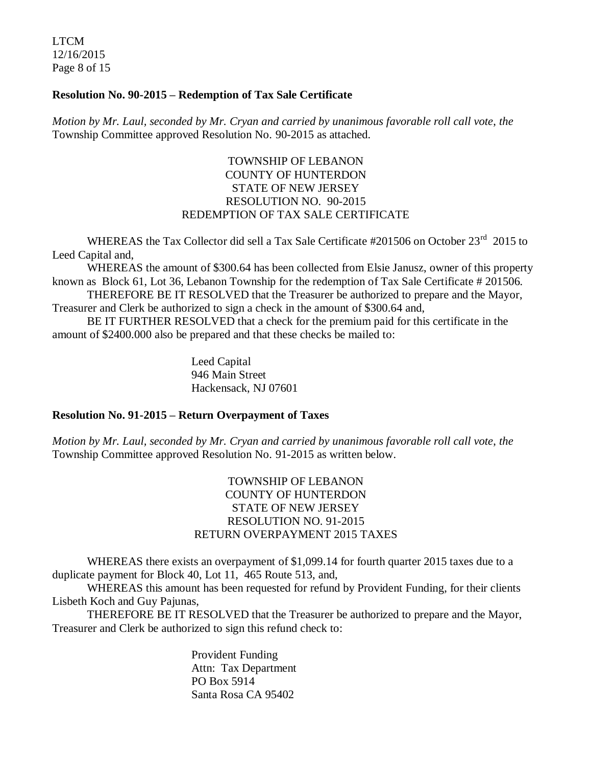**Resolution No. 90-2015 – Redemption of Tax Sale Certificate**

*Motion by Mr. Laul, seconded by Mr. Cryan and carried by unanimous favorable roll call vote, the* Township Committee approved Resolution No. 90-2015 as attached.

TOWNSHIP OF LEBANON
COUNTY OF HUNTERDON
STATE OF NEW JERSEY
RESOLUTION NO. 90-2015
REDEMPTION OF TAX SALE CERTIFICATE

WHEREAS the Tax Collector did sell a Tax Sale Certificate #201506 on October 23rd 2015 to Leed Capital and,

WHEREAS the amount of $300.64 has been collected from Elsie Janusz, owner of this property known as Block 61, Lot 36, Lebanon Township for the redemption of Tax Sale Certificate # 201506.

THEREFORE BE IT RESOLVED that the Treasurer be authorized to prepare and the Mayor, Treasurer and Clerk be authorized to sign a check in the amount of $300.64 and,

BE IT FURTHER RESOLVED that a check for the premium paid for this certificate in the amount of $2400.000 also be prepared and that these checks be mailed to:

Leed Capital
946 Main Street
Hackensack, NJ 07601

**Resolution No. 91-2015 – Return Overpayment of Taxes**

*Motion by Mr. Laul, seconded by Mr. Cryan and carried by unanimous favorable roll call vote, the* Township Committee approved Resolution No. 91-2015 as written below.

TOWNSHIP OF LEBANON
COUNTY OF HUNTERDON
STATE OF NEW JERSEY
RESOLUTION NO. 91-2015
RETURN OVERPAYMENT 2015 TAXES

WHEREAS there exists an overpayment of $1,099.14 for fourth quarter 2015 taxes due to a duplicate payment for Block 40, Lot 11, 465 Route 513, and,

WHEREAS this amount has been requested for refund by Provident Funding, for their clients Lisbeth Koch and Guy Pajunas,

THEREFORE BE IT RESOLVED that the Treasurer be authorized to prepare and the Mayor, Treasurer and Clerk be authorized to sign this refund check to:

Provident Funding
Attn: Tax Department
PO Box 5914
Santa Rosa CA 95402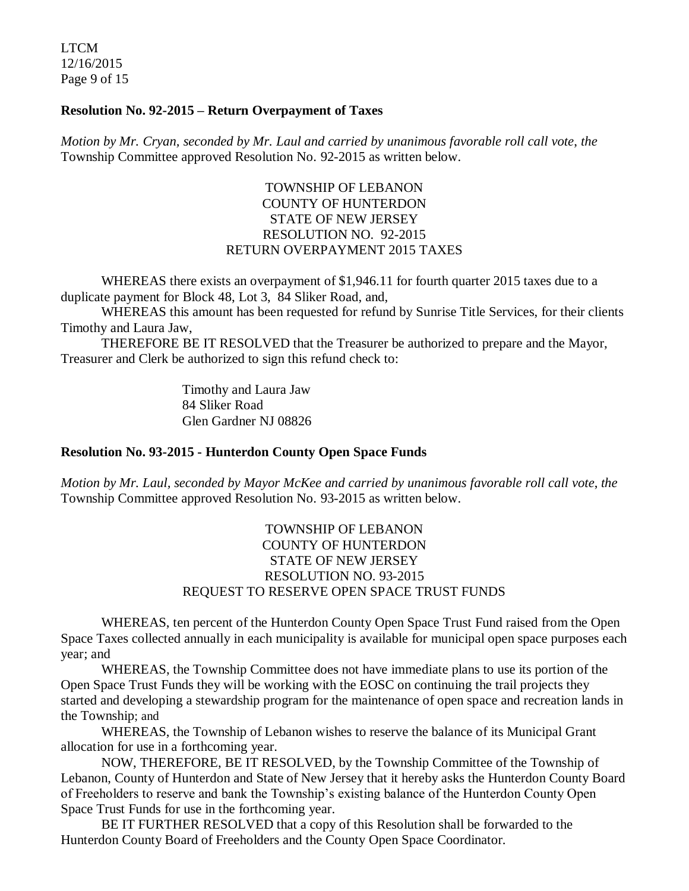**Resolution No. 92-2015 – Return Overpayment of Taxes**

*Motion by Mr. Cryan, seconded by Mr. Laul and carried by unanimous favorable roll call vote, the* Township Committee approved Resolution No. 92-2015 as written below.

TOWNSHIP OF LEBANON
COUNTY OF HUNTERDON
STATE OF NEW JERSEY
RESOLUTION NO. 92-2015
RETURN OVERPAYMENT 2015 TAXES

WHEREAS there exists an overpayment of $1,946.11 for fourth quarter 2015 taxes due to a duplicate payment for Block 48, Lot 3, 84 Sliker Road, and,

WHEREAS this amount has been requested for refund by Sunrise Title Services, for their clients Timothy and Laura Jaw,

THEREFORE BE IT RESOLVED that the Treasurer be authorized to prepare and the Mayor, Treasurer and Clerk be authorized to sign this refund check to:

Timothy and Laura Jaw
84 Sliker Road
Glen Gardner NJ 08826

**Resolution No. 93-2015 - Hunterdon County Open Space Funds**

*Motion by Mr. Laul, seconded by Mayor McKee and carried by unanimous favorable roll call vote, the* Township Committee approved Resolution No. 93-2015 as written below.

TOWNSHIP OF LEBANON
COUNTY OF HUNTERDON
STATE OF NEW JERSEY
RESOLUTION NO. 93-2015
REQUEST TO RESERVE OPEN SPACE TRUST FUNDS

WHEREAS, ten percent of the Hunterdon County Open Space Trust Fund raised from the Open Space Taxes collected annually in each municipality is available for municipal open space purposes each year; and

WHEREAS, the Township Committee does not have immediate plans to use its portion of the Open Space Trust Funds they will be working with the EOSC on continuing the trail projects they started and developing a stewardship program for the maintenance of open space and recreation lands in the Township; and

WHEREAS, the Township of Lebanon wishes to reserve the balance of its Municipal Grant allocation for use in a forthcoming year.

NOW, THEREFORE, BE IT RESOLVED, by the Township Committee of the Township of Lebanon, County of Hunterdon and State of New Jersey that it hereby asks the Hunterdon County Board of Freeholders to reserve and bank the Township's existing balance of the Hunterdon County Open Space Trust Funds for use in the forthcoming year.

BE IT FURTHER RESOLVED that a copy of this Resolution shall be forwarded to the Hunterdon County Board of Freeholders and the County Open Space Coordinator.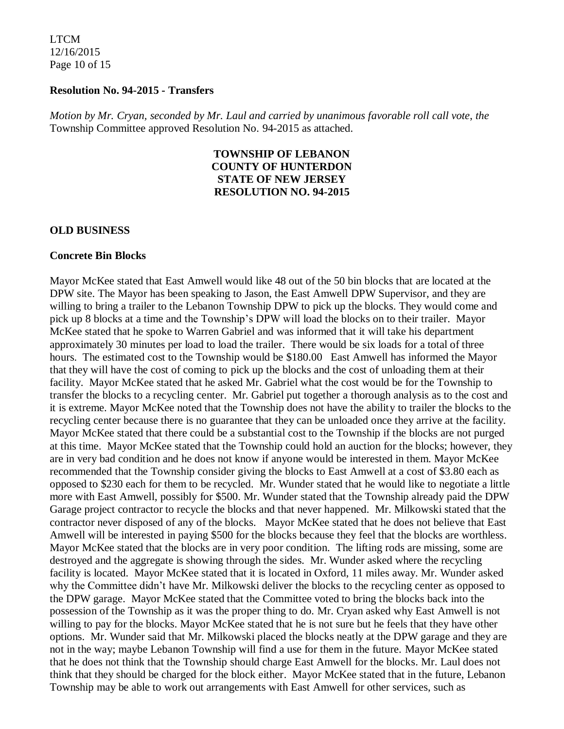**Resolution No. 94-2015 - Transfers**

*Motion by Mr. Cryan, seconded by Mr. Laul and carried by unanimous favorable roll call vote, the* Township Committee approved Resolution No. 94-2015 as attached.

**TOWNSHIP OF LEBANON**
**COUNTY OF HUNTERDON**
**STATE OF NEW JERSEY**
**RESOLUTION NO. 94-2015**

**OLD BUSINESS**

**Concrete Bin Blocks**

Mayor McKee stated that East Amwell would like 48 out of the 50 bin blocks that are located at the DPW site. The Mayor has been speaking to Jason, the East Amwell DPW Supervisor, and they are willing to bring a trailer to the Lebanon Township DPW to pick up the blocks. They would come and pick up 8 blocks at a time and the Township's DPW will load the blocks on to their trailer. Mayor McKee stated that he spoke to Warren Gabriel and was informed that it will take his department approximately 30 minutes per load to load the trailer. There would be six loads for a total of three hours. The estimated cost to the Township would be $180.00 East Amwell has informed the Mayor that they will have the cost of coming to pick up the blocks and the cost of unloading them at their facility. Mayor McKee stated that he asked Mr. Gabriel what the cost would be for the Township to transfer the blocks to a recycling center. Mr. Gabriel put together a thorough analysis as to the cost and it is extreme. Mayor McKee noted that the Township does not have the ability to trailer the blocks to the recycling center because there is no guarantee that they can be unloaded once they arrive at the facility. Mayor McKee stated that there could be a substantial cost to the Township if the blocks are not purged at this time. Mayor McKee stated that the Township could hold an auction for the blocks; however, they are in very bad condition and he does not know if anyone would be interested in them. Mayor McKee recommended that the Township consider giving the blocks to East Amwell at a cost of $3.80 each as opposed to $230 each for them to be recycled. Mr. Wunder stated that he would like to negotiate a little more with East Amwell, possibly for $500. Mr. Wunder stated that the Township already paid the DPW Garage project contractor to recycle the blocks and that never happened. Mr. Milkowski stated that the contractor never disposed of any of the blocks. Mayor McKee stated that he does not believe that East Amwell will be interested in paying $500 for the blocks because they feel that the blocks are worthless. Mayor McKee stated that the blocks are in very poor condition. The lifting rods are missing, some are destroyed and the aggregate is showing through the sides. Mr. Wunder asked where the recycling facility is located. Mayor McKee stated that it is located in Oxford, 11 miles away. Mr. Wunder asked why the Committee didn't have Mr. Milkowski deliver the blocks to the recycling center as opposed to the DPW garage. Mayor McKee stated that the Committee voted to bring the blocks back into the possession of the Township as it was the proper thing to do. Mr. Cryan asked why East Amwell is not willing to pay for the blocks. Mayor McKee stated that he is not sure but he feels that they have other options. Mr. Wunder said that Mr. Milkowski placed the blocks neatly at the DPW garage and they are not in the way; maybe Lebanon Township will find a use for them in the future. Mayor McKee stated that he does not think that the Township should charge East Amwell for the blocks. Mr. Laul does not think that they should be charged for the block either. Mayor McKee stated that in the future, Lebanon Township may be able to work out arrangements with East Amwell for other services, such as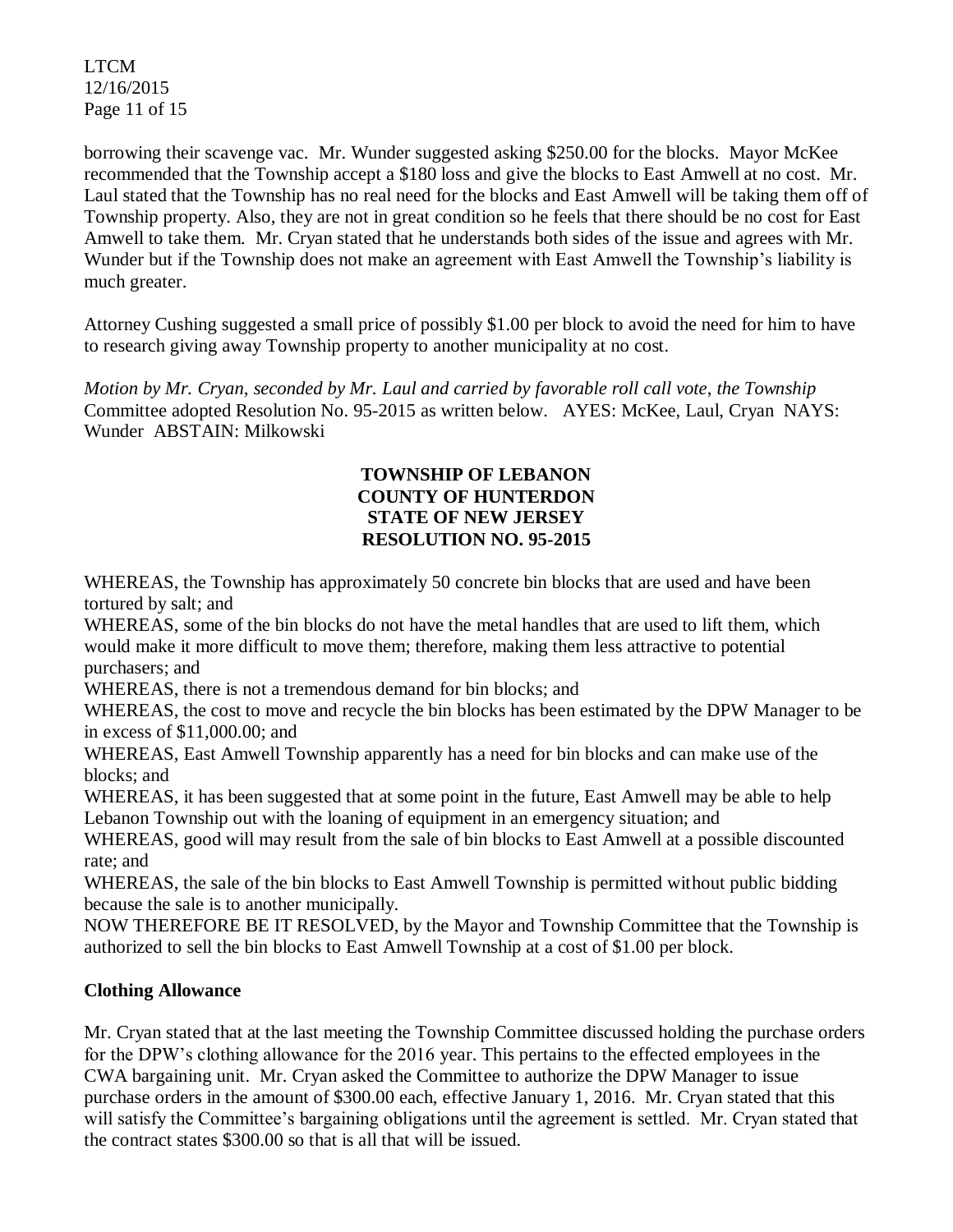borrowing their scavenge vac. Mr. Wunder suggested asking $250.00 for the blocks. Mayor McKee recommended that the Township accept a $180 loss and give the blocks to East Amwell at no cost. Mr. Laul stated that the Township has no real need for the blocks and East Amwell will be taking them off of Township property. Also, they are not in great condition so he feels that there should be no cost for East Amwell to take them. Mr. Cryan stated that he understands both sides of the issue and agrees with Mr. Wunder but if the Township does not make an agreement with East Amwell the Township's liability is much greater.

Attorney Cushing suggested a small price of possibly $1.00 per block to avoid the need for him to have to research giving away Township property to another municipality at no cost.

*Motion by Mr. Cryan, seconded by Mr. Laul and carried by favorable roll call vote, the Township* Committee adopted Resolution No. 95-2015 as written below. AYES: McKee, Laul, Cryan NAYS: Wunder ABSTAIN: Milkowski

**TOWNSHIP OF LEBANON**
**COUNTY OF HUNTERDON**
**STATE OF NEW JERSEY**
**RESOLUTION NO. 95-2015**

WHEREAS, the Township has approximately 50 concrete bin blocks that are used and have been tortured by salt; and
WHEREAS, some of the bin blocks do not have the metal handles that are used to lift them, which would make it more difficult to move them; therefore, making them less attractive to potential purchasers; and
WHEREAS, there is not a tremendous demand for bin blocks; and
WHEREAS, the cost to move and recycle the bin blocks has been estimated by the DPW Manager to be in excess of $11,000.00; and
WHEREAS, East Amwell Township apparently has a need for bin blocks and can make use of the blocks; and
WHEREAS, it has been suggested that at some point in the future, East Amwell may be able to help Lebanon Township out with the loaning of equipment in an emergency situation; and
WHEREAS, good will may result from the sale of bin blocks to East Amwell at a possible discounted rate; and
WHEREAS, the sale of the bin blocks to East Amwell Township is permitted without public bidding because the sale is to another municipally.
NOW THEREFORE BE IT RESOLVED, by the Mayor and Township Committee that the Township is authorized to sell the bin blocks to East Amwell Township at a cost of $1.00 per block.

## Clothing Allowance

Mr. Cryan stated that at the last meeting the Township Committee discussed holding the purchase orders for the DPW's clothing allowance for the 2016 year. This pertains to the effected employees in the CWA bargaining unit. Mr. Cryan asked the Committee to authorize the DPW Manager to issue purchase orders in the amount of $300.00 each, effective January 1, 2016. Mr. Cryan stated that this will satisfy the Committee's bargaining obligations until the agreement is settled. Mr. Cryan stated that the contract states $300.00 so that is all that will be issued.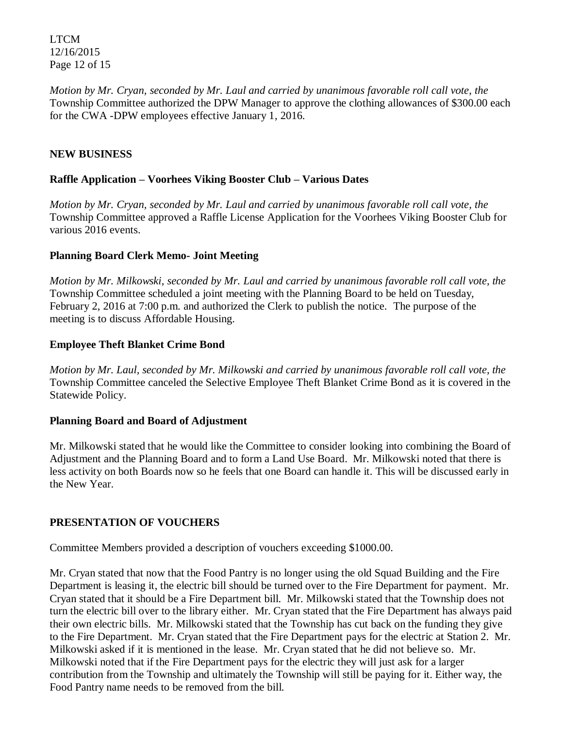*Motion by Mr. Cryan, seconded by Mr. Laul and carried by unanimous favorable roll call vote, the* Township Committee authorized the DPW Manager to approve the clothing allowances of $300.00 each for the CWA -DPW employees effective January 1, 2016.

## NEW BUSINESS

### Raffle Application – Voorhees Viking Booster Club – Various Dates

*Motion by Mr. Cryan, seconded by Mr. Laul and carried by unanimous favorable roll call vote, the* Township Committee approved a Raffle License Application for the Voorhees Viking Booster Club for various 2016 events.

### Planning Board Clerk Memo- Joint Meeting

*Motion by Mr. Milkowski, seconded by Mr. Laul and carried by unanimous favorable roll call vote, the* Township Committee scheduled a joint meeting with the Planning Board to be held on Tuesday, February 2, 2016 at 7:00 p.m. and authorized the Clerk to publish the notice. The purpose of the meeting is to discuss Affordable Housing.

### Employee Theft Blanket Crime Bond

*Motion by Mr. Laul, seconded by Mr. Milkowski and carried by unanimous favorable roll call vote, the* Township Committee canceled the Selective Employee Theft Blanket Crime Bond as it is covered in the Statewide Policy.

### Planning Board and Board of Adjustment

Mr. Milkowski stated that he would like the Committee to consider looking into combining the Board of Adjustment and the Planning Board and to form a Land Use Board. Mr. Milkowski noted that there is less activity on both Boards now so he feels that one Board can handle it. This will be discussed early in the New Year.

## PRESENTATION OF VOUCHERS

Committee Members provided a description of vouchers exceeding $1000.00.

Mr. Cryan stated that now that the Food Pantry is no longer using the old Squad Building and the Fire Department is leasing it, the electric bill should be turned over to the Fire Department for payment. Mr. Cryan stated that it should be a Fire Department bill. Mr. Milkowski stated that the Township does not turn the electric bill over to the library either. Mr. Cryan stated that the Fire Department has always paid their own electric bills. Mr. Milkowski stated that the Township has cut back on the funding they give to the Fire Department. Mr. Cryan stated that the Fire Department pays for the electric at Station 2. Mr. Milkowski asked if it is mentioned in the lease. Mr. Cryan stated that he did not believe so. Mr. Milkowski noted that if the Fire Department pays for the electric they will just ask for a larger contribution from the Township and ultimately the Township will still be paying for it. Either way, the Food Pantry name needs to be removed from the bill.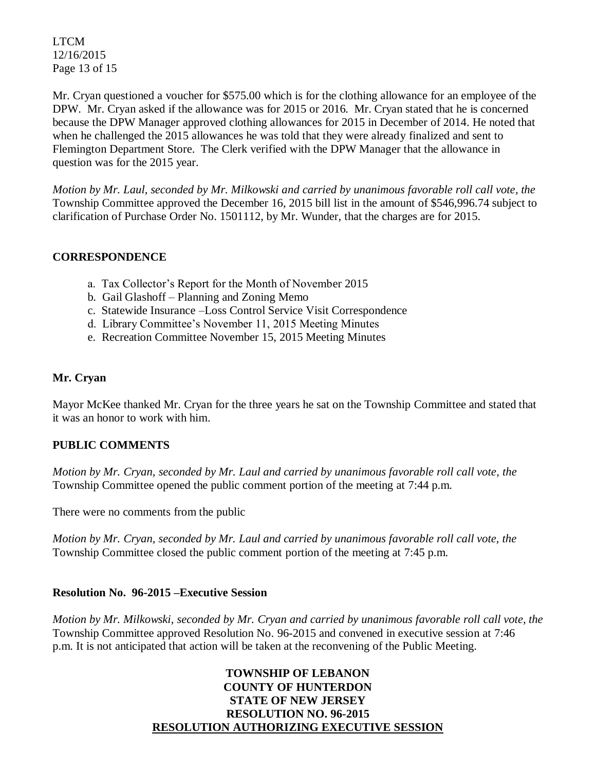Mr. Cryan questioned a voucher for $575.00 which is for the clothing allowance for an employee of the DPW. Mr. Cryan asked if the allowance was for 2015 or 2016. Mr. Cryan stated that he is concerned because the DPW Manager approved clothing allowances for 2015 in December of 2014. He noted that when he challenged the 2015 allowances he was told that they were already finalized and sent to Flemington Department Store. The Clerk verified with the DPW Manager that the allowance in question was for the 2015 year.

*Motion by Mr. Laul, seconded by Mr. Milkowski and carried by unanimous favorable roll call vote, the* Township Committee approved the December 16, 2015 bill list in the amount of $546,996.74 subject to clarification of Purchase Order No. 1501112, by Mr. Wunder, that the charges are for 2015.

## CORRESPONDENCE

a. Tax Collector's Report for the Month of November 2015
b. Gail Glashoff – Planning and Zoning Memo
c. Statewide Insurance –Loss Control Service Visit Correspondence
d. Library Committee's November 11, 2015 Meeting Minutes
e. Recreation Committee November 15, 2015 Meeting Minutes

## Mr. Cryan

Mayor McKee thanked Mr. Cryan for the three years he sat on the Township Committee and stated that it was an honor to work with him.

## PUBLIC COMMENTS

*Motion by Mr. Cryan, seconded by Mr. Laul and carried by unanimous favorable roll call vote, the* Township Committee opened the public comment portion of the meeting at 7:44 p.m.

There were no comments from the public

*Motion by Mr. Cryan, seconded by Mr. Laul and carried by unanimous favorable roll call vote, the* Township Committee closed the public comment portion of the meeting at 7:45 p.m.

## Resolution No. 96-2015 –Executive Session

*Motion by Mr. Milkowski, seconded by Mr. Cryan and carried by unanimous favorable roll call vote, the* Township Committee approved Resolution No. 96-2015 and convened in executive session at 7:46 p.m. It is not anticipated that action will be taken at the reconvening of the Public Meeting.

**TOWNSHIP OF LEBANON**
**COUNTY OF HUNTERDON**
**STATE OF NEW JERSEY**
**RESOLUTION NO. 96-2015**
**RESOLUTION AUTHORIZING EXECUTIVE SESSION**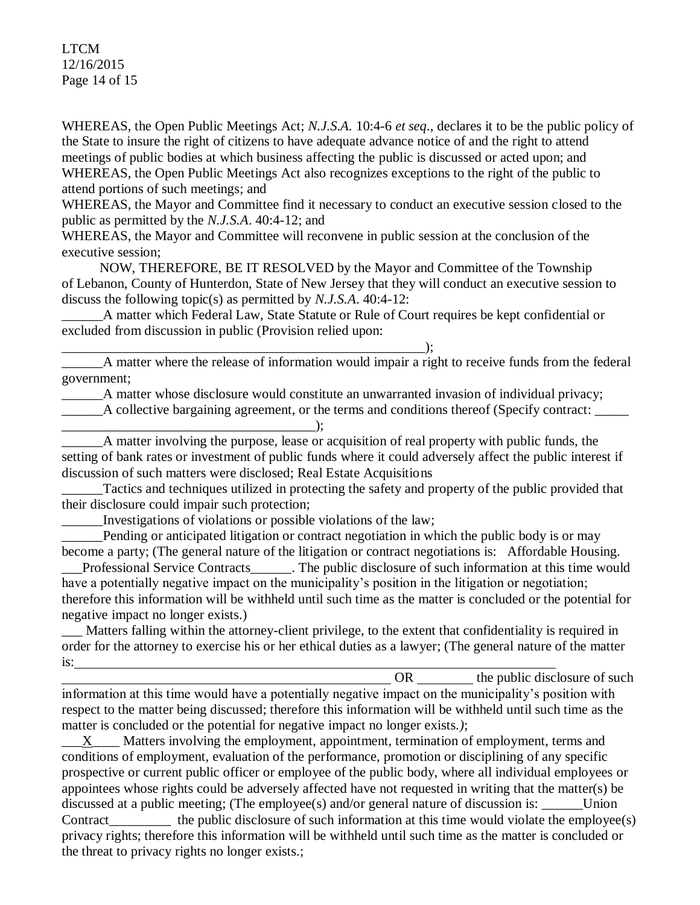WHEREAS, the Open Public Meetings Act; *N.J.S.A.* 10:4-6 *et seq*., declares it to be the public policy of the State to insure the right of citizens to have adequate advance notice of and the right to attend meetings of public bodies at which business affecting the public is discussed or acted upon; and
WHEREAS, the Open Public Meetings Act also recognizes exceptions to the right of the public to attend portions of such meetings; and
WHEREAS, the Mayor and Committee find it necessary to conduct an executive session closed to the public as permitted by the *N.J.S.A*. 40:4-12; and
WHEREAS, the Mayor and Committee will reconvene in public session at the conclusion of the executive session;

NOW, THEREFORE, BE IT RESOLVED by the Mayor and Committee of the Township of Lebanon, County of Hunterdon, State of New Jersey that they will conduct an executive session to discuss the following topic(s) as permitted by *N.J.S.A*. 40:4-12:

______A matter which Federal Law, State Statute or Rule of Court requires be kept confidential or excluded from discussion in public (Provision relied upon: ________________________________________________________);

______A matter where the release of information would impair a right to receive funds from the federal government;

______A matter whose disclosure would constitute an unwarranted invasion of individual privacy;

______A collective bargaining agreement, or the terms and conditions thereof (Specify contract: _____ _____________________________________);

______A matter involving the purpose, lease or acquisition of real property with public funds, the setting of bank rates or investment of public funds where it could adversely affect the public interest if discussion of such matters were disclosed; Real Estate Acquisitions

______Tactics and techniques utilized in protecting the safety and property of the public provided that their disclosure could impair such protection;

______Investigations of violations or possible violations of the law;

______Pending or anticipated litigation or contract negotiation in which the public body is or may become a party; (The general nature of the litigation or contract negotiations is: Affordable Housing. ___Professional Service Contracts______. The public disclosure of such information at this time would have a potentially negative impact on the municipality's position in the litigation or negotiation; therefore this information will be withheld until such time as the matter is concluded or the potential for negative impact no longer exists.)

___ Matters falling within the attorney-client privilege, to the extent that confidentiality is required in order for the attorney to exercise his or her ethical duties as a lawyer; (The general nature of the matter is:_________________________________________________ OR ________ the public disclosure of such information at this time would have a potentially negative impact on the municipality's position with respect to the matter being discussed; therefore this information will be withheld until such time as the matter is concluded or the potential for negative impact no longer exists.*)*;

___X____ Matters involving the employment, appointment, termination of employment, terms and conditions of employment, evaluation of the performance, promotion or disciplining of any specific prospective or current public officer or employee of the public body, where all individual employees or appointees whose rights could be adversely affected have not requested in writing that the matter(s) be discussed at a public meeting; (The employee(s) and/or general nature of discussion is: ______Union Contract_________ the public disclosure of such information at this time would violate the employee(s) privacy rights; therefore this information will be withheld until such time as the matter is concluded or the threat to privacy rights no longer exists.;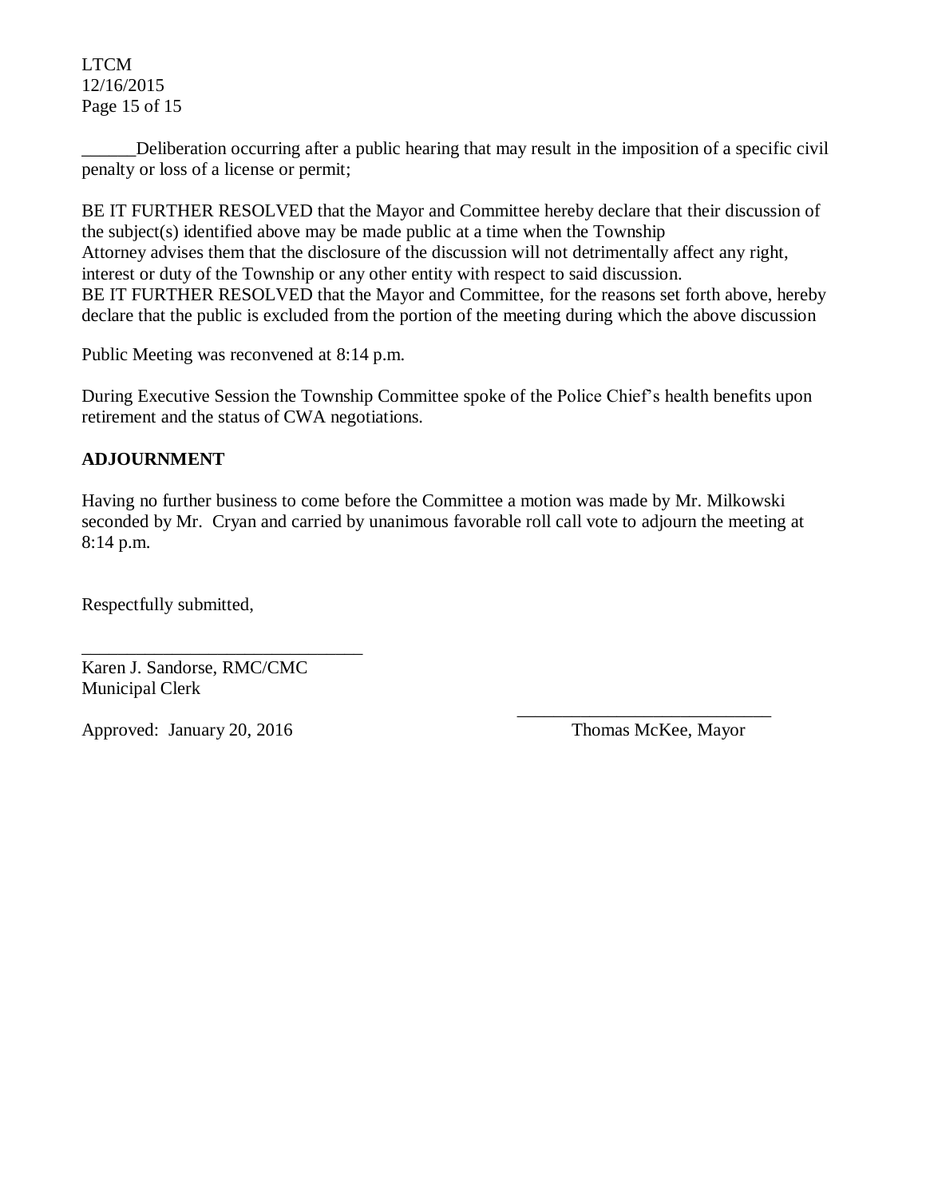______Deliberation occurring after a public hearing that may result in the imposition of a specific civil penalty or loss of a license or permit;

BE IT FURTHER RESOLVED that the Mayor and Committee hereby declare that their discussion of the subject(s) identified above may be made public at a time when the Township Attorney advises them that the disclosure of the discussion will not detrimentally affect any right, interest or duty of the Township or any other entity with respect to said discussion.
BE IT FURTHER RESOLVED that the Mayor and Committee, for the reasons set forth above, hereby declare that the public is excluded from the portion of the meeting during which the above discussion

Public Meeting was reconvened at 8:14 p.m.

During Executive Session the Township Committee spoke of the Police Chief's health benefits upon retirement and the status of CWA negotiations.

**ADJOURNMENT**

Having no further business to come before the Committee a motion was made by Mr. Milkowski seconded by Mr. Cryan and carried by unanimous favorable roll call vote to adjourn the meeting at 8:14 p.m.

Respectfully submitted,

______________________________
Karen J. Sandorse, RMC/CMC
Municipal Clerk

Approved: January 20, 2016

______________________________
Thomas McKee, Mayor